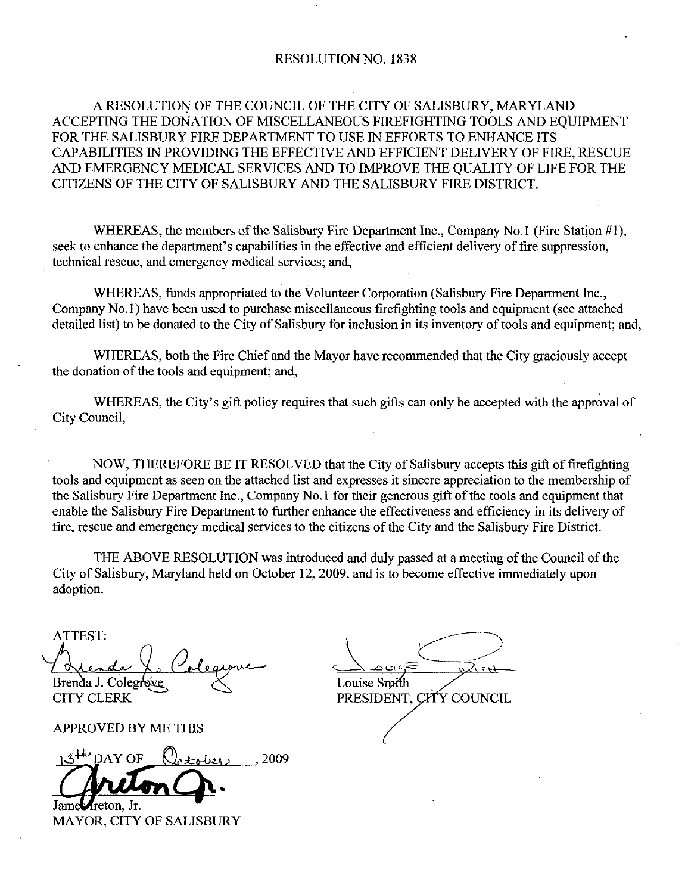# RESOLUTION NO. 1838

A RESOLUTION OF THE COUNCIL OF THE CITY OF SALISBURY, MARYLAND ACCEPTING THE DONATION OF MISCELLANEOUS FIREFIGHTING TOOLS AND EQUIPMENT FOR THE SALISBURY FIRE DEPARTMENT TO USE IN EFFORTS TO ENHANCE ITS CAPABILITIES IN PROVIDING THE EFFECTIVE AND EFFICIENT DELIVERY OF FIRE, RESCUE AND EMERGENCY MEDICAL SERVICES AND TO IMPROVE THE QUALITY OF LIFE FOR THE CITIZENS OF THE CITY OF SALISBURY AND THE SALISBURY FIRE DISTRICT.

WHEREAS, the members of the Salisbury Fire Department Inc., Company No.1 (Fire Station #1), seek to enhance the department's capabilities in the effective and efficient delivery of fire suppression, technical rescue, and emergency medical services; and,

WHEREAS, funds appropriated to the Volunteer Corporation (Salisbury Fire Department Inc., Company No.1) have been used to purchase miscellaneous firefighting tools and equipment (see attached detailed list) to be donated to the City of Salisbury for inclusion in its inventory of tools and equipment; and,

WHEREAS, both the Fire Chief and the Mayor have recommended that the City graciously accept the donation of the tools and equipment; and,

WHEREAS, the City's gift policy requires that such gifts can only be accepted with the approval of City Council,

NOW, THEREFORE BE IT RESOLVED that the City of Salisbury accepts this gift of firefighting tools and equipment as seen on the attached list and expresses it sincere appreciation to the membership of the Salisbury Fire Department Inc., Company No.1 for their generous gift of the tools and equipment that enable the Salisbury Fire Department to further enhance the effectiveness and efficiency in its delivery of fire, rescue and emergency medical services to the citizens of the City and the Salisbury Fire District.

THE ABOVE RESOLUTION was introduced and duly passed at a meeting of the Council of the City of Salisbury, Maryland held on October 12, 2009, and is to become effective immediately upon adoption.

ATTEST:

Brenda J. Colegrove
CITY CLERK

Louise Smith
PRESIDENT, CITY COUNCIL

APPROVED BY ME THIS

13th DAY OF October, 2009

James Ireton, Jr.
MAYOR, CITY OF SALISBURY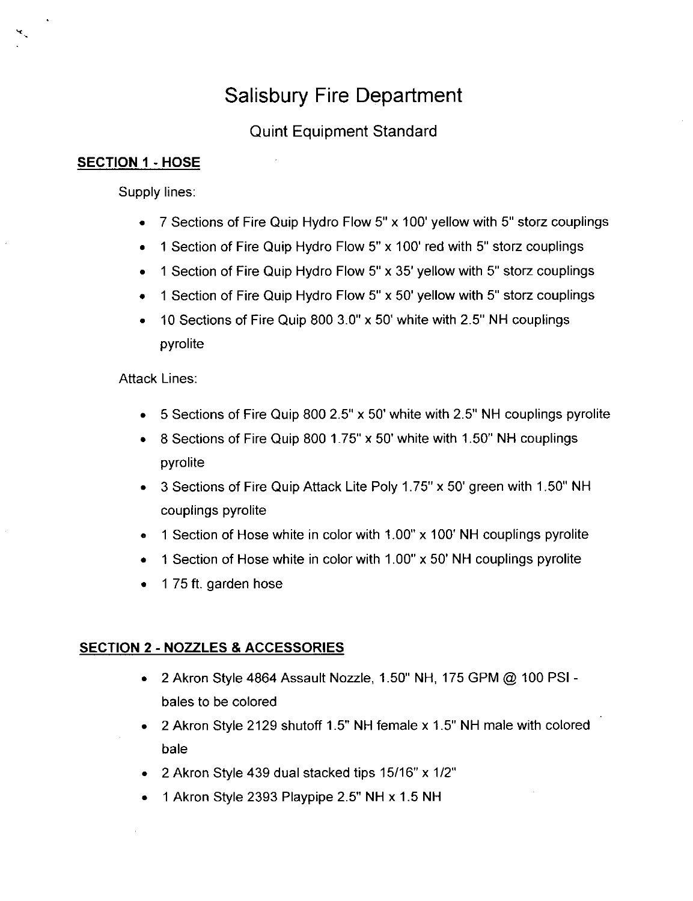# Salisbury Fire Department

## Quint Equipment Standard

### SECTION 1 - HOSE

Supply lines:

- 7 Sections of Fire Quip Hydro Flow 5" x 100' yellow with 5" storz couplings
- 1 Section of Fire Quip Hydro Flow 5" x 100' red with 5" storz couplings
- 1 Section of Fire Quip Hydro Flow 5" x 35' yellow with 5" storz couplings
- 1 Section of Fire Quip Hydro Flow 5" x 50' yellow with 5" storz couplings
- 10 Sections of Fire Quip 800 3.0" x 50' white with 2.5" NH couplings pyrolite

Attack Lines:

- 5 Sections of Fire Quip 800 2.5" x 50' white with 2.5" NH couplings pyrolite
- 8 Sections of Fire Quip 800 1.75" x 50' white with 1.50" NH couplings pyrolite
- 3 Sections of Fire Quip Attack Lite Poly 1.75" x 50' green with 1.50" NH couplings pyrolite
- 1 Section of Hose white in color with 1.00" x 100' NH couplings pyrolite
- 1 Section of Hose white in color with 1.00" x 50' NH couplings pyrolite
- 1 75 ft. garden hose

### SECTION 2 - NOZZLES & ACCESSORIES

- 2 Akron Style 4864 Assault Nozzle, 1.50" NH, 175 GPM @ 100 PSI - bales to be colored
- 2 Akron Style 2129 shutoff 1.5" NH female x 1.5" NH male with colored bale
- 2 Akron Style 439 dual stacked tips 15/16" x 1/2"
- 1 Akron Style 2393 Playpipe 2.5" NH x 1.5 NH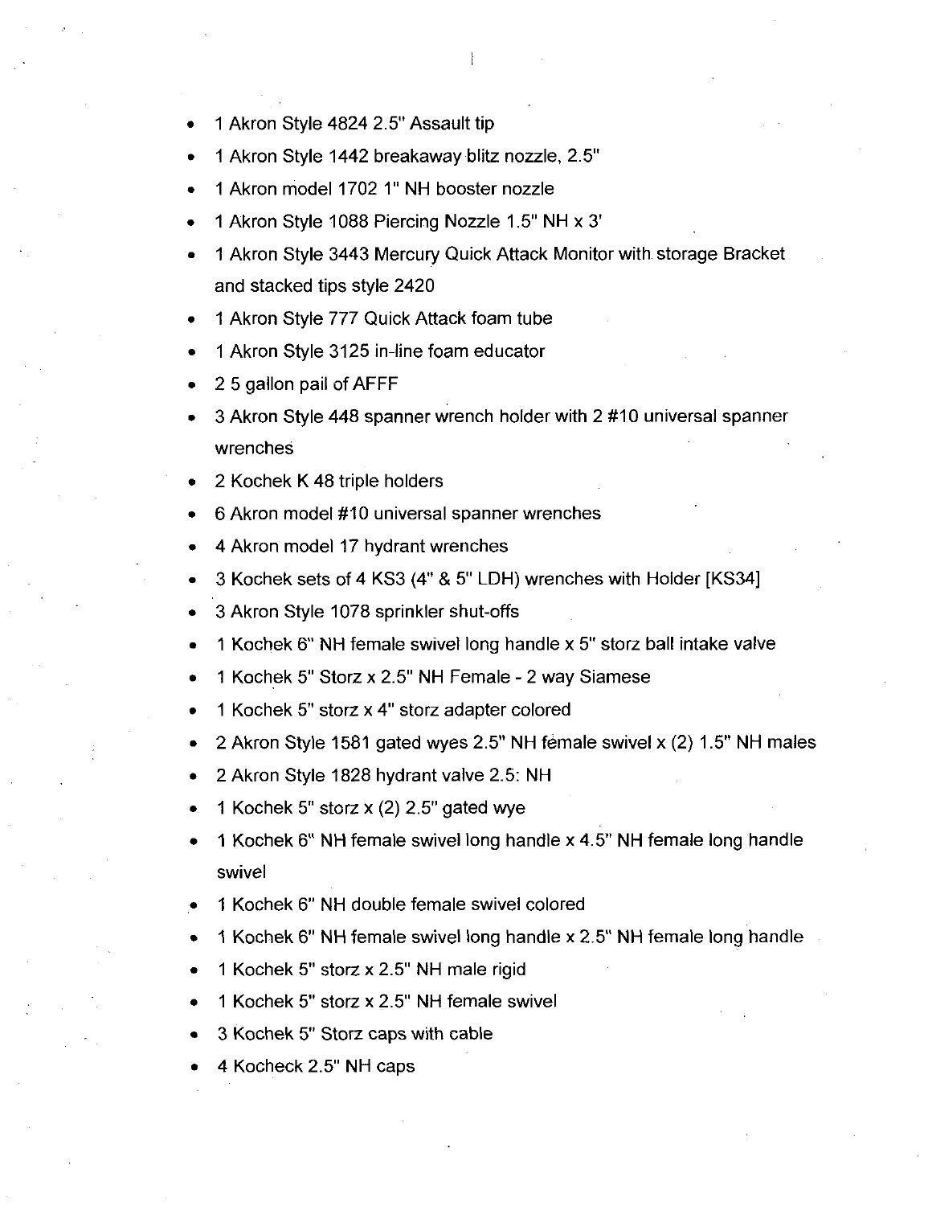- 1 Akron Style 4824 2.5" Assault tip
- 1 Akron Style 1442 breakaway blitz nozzle, 2.5"
- 1 Akron model 1702 1" NH booster nozzle
- 1 Akron Style 1088 Piercing Nozzle 1.5" NH x 3'
- 1 Akron Style 3443 Mercury Quick Attack Monitor with storage Bracket and stacked tips style 2420
- 1 Akron Style 777 Quick Attack foam tube
- 1 Akron Style 3125 in-line foam educator
- 2 5 gallon pail of AFFF
- 3 Akron Style 448 spanner wrench holder with 2 #10 universal spanner wrenches
- 2 Kochek K 48 triple holders
- 6 Akron model #10 universal spanner wrenches
- 4 Akron model 17 hydrant wrenches
- 3 Kochek sets of 4 KS3 (4" & 5" LDH) wrenches with Holder [KS34]
- 3 Akron Style 1078 sprinkler shut-offs
- 1 Kochek 6" NH female swivel long handle x 5" storz ball intake valve
- 1 Kochek 5" Storz x 2.5" NH Female - 2 way Siamese
- 1 Kochek 5" storz x 4" storz adapter colored
- 2 Akron Style 1581 gated wyes 2.5" NH female swivel x (2) 1.5" NH males
- 2 Akron Style 1828 hydrant valve 2.5: NH
- 1 Kochek 5" storz x (2) 2.5" gated wye
- 1 Kochek 6" NH female swivel long handle x 4.5" NH female long handle swivel
- 1 Kochek 6" NH double female swivel colored
- 1 Kochek 6" NH female swivel long handle x 2.5" NH female long handle
- 1 Kochek 5" storz x 2.5" NH male rigid
- 1 Kochek 5" storz x 2.5" NH female swivel
- 3 Kochek 5" Storz caps with cable
- 4 Kocheck 2.5" NH caps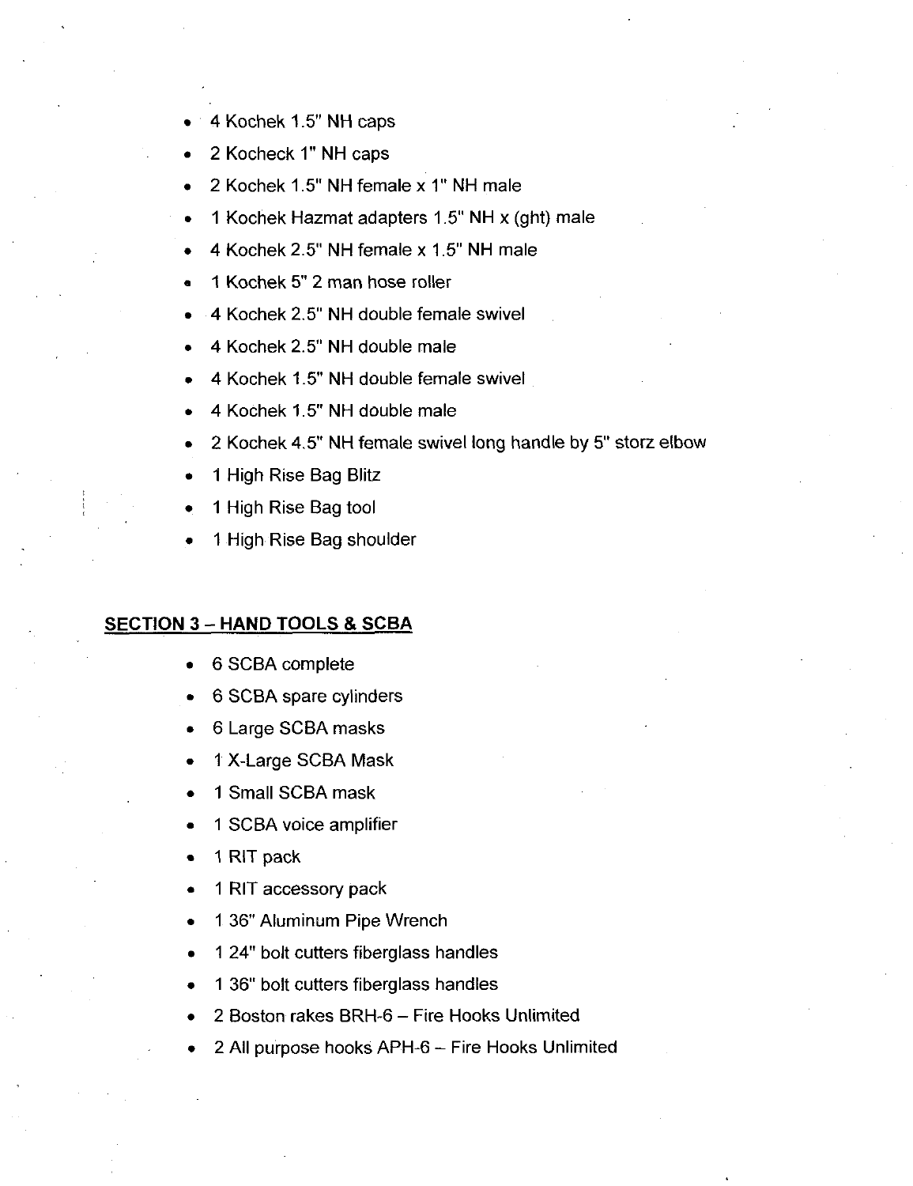- 4 Kochek 1.5" NH caps
- 2 Kocheck 1" NH caps
- 2 Kochek 1.5" NH female x 1" NH male
- 1 Kochek Hazmat adapters 1.5" NH x (ght) male
- 4 Kochek 2.5" NH female x 1.5" NH male
- 1 Kochek 5" 2 man hose roller
- 4 Kochek 2.5" NH double female swivel
- 4 Kochek 2.5" NH double male
- 4 Kochek 1.5" NH double female swivel
- 4 Kochek 1.5" NH double male
- 2 Kochek 4.5" NH female swivel long handle by 5" storz elbow
- 1 High Rise Bag Blitz
- 1 High Rise Bag tool
- 1 High Rise Bag shoulder

## SECTION 3 – HAND TOOLS & SCBA

- 6 SCBA complete
- 6 SCBA spare cylinders
- 6 Large SCBA masks
- 1 X-Large SCBA Mask
- 1 Small SCBA mask
- 1 SCBA voice amplifier
- 1 RIT pack
- 1 RIT accessory pack
- 1 36" Aluminum Pipe Wrench
- 1 24" bolt cutters fiberglass handles
- 1 36" bolt cutters fiberglass handles
- 2 Boston rakes BRH-6 – Fire Hooks Unlimited
- 2 All purpose hooks APH-6 – Fire Hooks Unlimited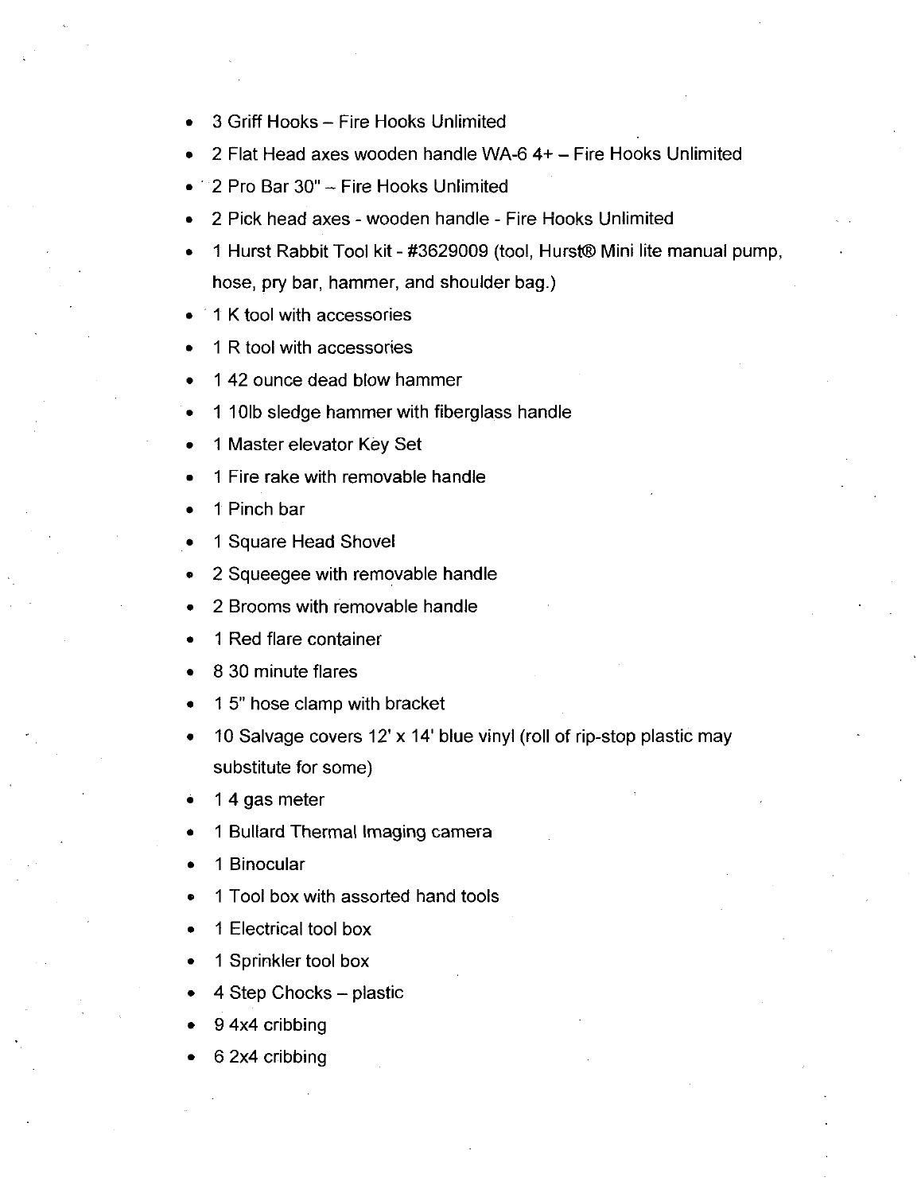- 3 Griff Hooks – Fire Hooks Unlimited
- 2 Flat Head axes wooden handle WA-6 4+ – Fire Hooks Unlimited
- 2 Pro Bar 30" – Fire Hooks Unlimited
- 2 Pick head axes - wooden handle - Fire Hooks Unlimited
- 1 Hurst Rabbit Tool kit - #3629009 (tool, Hurst® Mini lite manual pump, hose, pry bar, hammer, and shoulder bag.)
- 1 K tool with accessories
- 1 R tool with accessories
- 1 42 ounce dead blow hammer
- 1 10lb sledge hammer with fiberglass handle
- 1 Master elevator Key Set
- 1 Fire rake with removable handle
- 1 Pinch bar
- 1 Square Head Shovel
- 2 Squeegee with removable handle
- 2 Brooms with removable handle
- 1 Red flare container
- 8 30 minute flares
- 1 5" hose clamp with bracket
- 10 Salvage covers 12' x 14' blue vinyl (roll of rip-stop plastic may substitute for some)
- 1 4 gas meter
- 1 Bullard Thermal Imaging camera
- 1 Binocular
- 1 Tool box with assorted hand tools
- 1 Electrical tool box
- 1 Sprinkler tool box
- 4 Step Chocks – plastic
- 9 4x4 cribbing
- 6 2x4 cribbing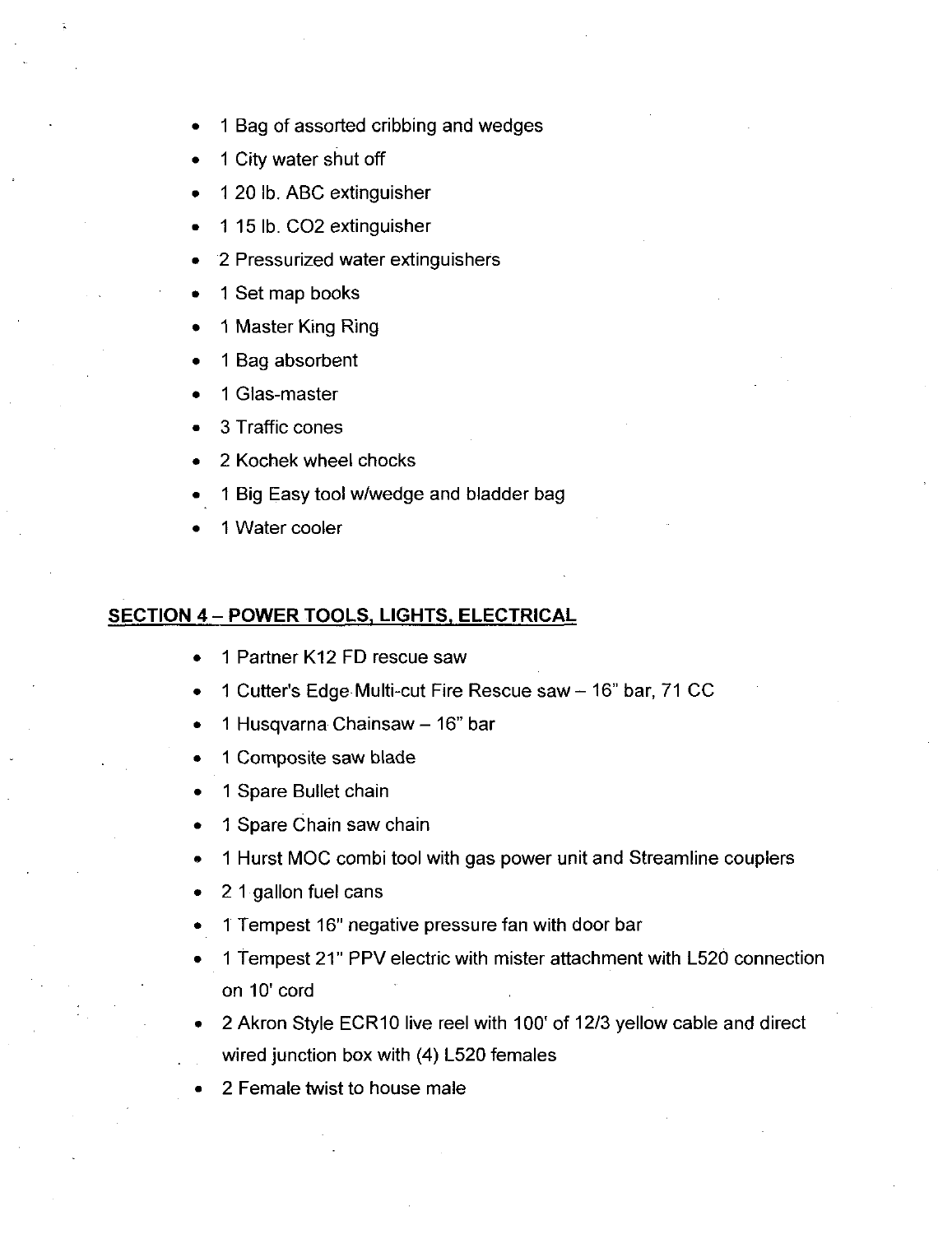- 1 Bag of assorted cribbing and wedges
- 1 City water shut off
- 1 20 lb. ABC extinguisher
- 1 15 lb. $CO_2$ extinguisher
- 2 Pressurized water extinguishers
- 1 Set map books
- 1 Master King Ring
- 1 Bag absorbent
- 1 Glas-master
- 3 Traffic cones
- 2 Kochek wheel chocks
- 1 Big Easy tool w/wedge and bladder bag
- 1 Water cooler

## SECTION 4 – POWER TOOLS, LIGHTS, ELECTRICAL

- 1 Partner K12 FD rescue saw
- 1 Cutter's Edge Multi-cut Fire Rescue saw – 16" bar, 71 CC
- 1 Husqvarna Chainsaw – 16" bar
- 1 Composite saw blade
- 1 Spare Bullet chain
- 1 Spare Chain saw chain
- 1 Hurst MOC combi tool with gas power unit and Streamline couplers
- 2 1 gallon fuel cans
- 1 Tempest 16" negative pressure fan with door bar
- 1 Tempest 21" PPV electric with mister attachment with L520 connection on 10' cord
- 2 Akron Style ECR10 live reel with 100' of 12/3 yellow cable and direct wired junction box with (4) L520 females
- 2 Female twist to house male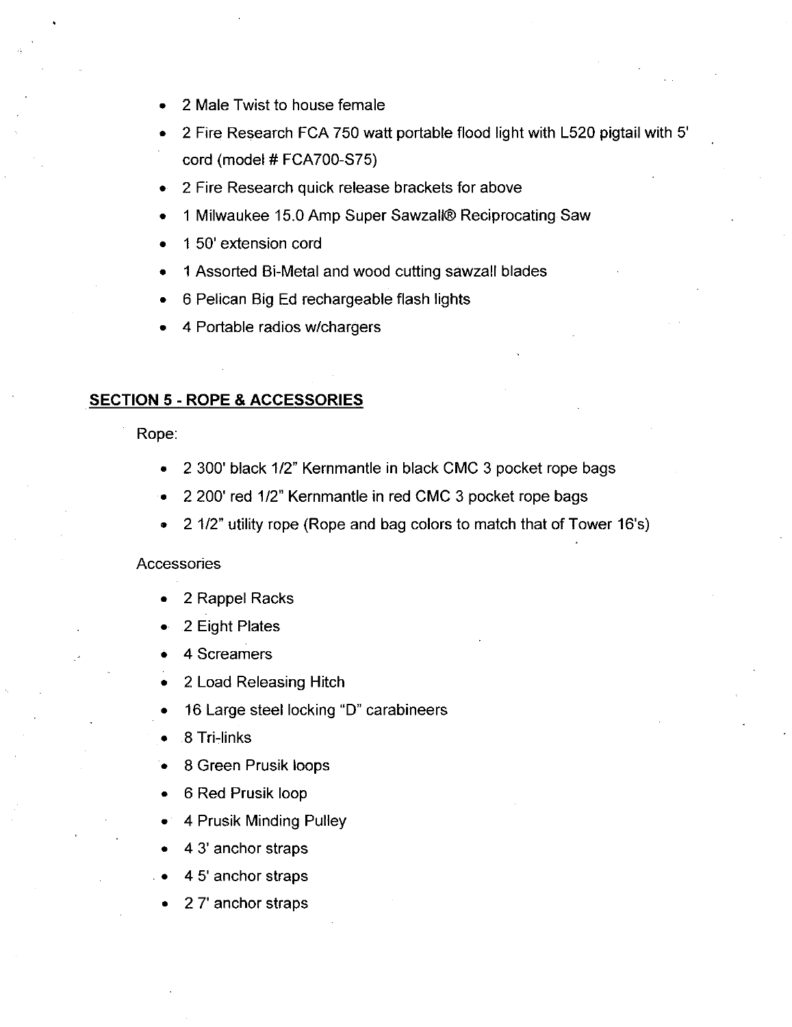- 2 Male Twist to house female
- 2 Fire Research FCA 750 watt portable flood light with L520 pigtail with 5' cord (model # FCA700-S75)
- 2 Fire Research quick release brackets for above
- 1 Milwaukee 15.0 Amp Super Sawzall® Reciprocating Saw
- 1 50' extension cord
- 1 Assorted Bi-Metal and wood cutting sawzall blades
- 6 Pelican Big Ed rechargeable flash lights
- 4 Portable radios w/chargers

## SECTION 5 - ROPE & ACCESSORIES

Rope:

- 2 300' black 1/2" Kernmantle in black CMC 3 pocket rope bags
- 2 200' red 1/2" Kernmantle in red CMC 3 pocket rope bags
- 2 1/2" utility rope (Rope and bag colors to match that of Tower 16's)

Accessories

- 2 Rappel Racks
- 2 Eight Plates
- 4 Screamers
- 2 Load Releasing Hitch
- 16 Large steel locking "D" carabineers
- 8 Tri-links
- 8 Green Prusik loops
- 6 Red Prusik loop
- 4 Prusik Minding Pulley
- 4 3' anchor straps
- 4 5' anchor straps
- 2 7' anchor straps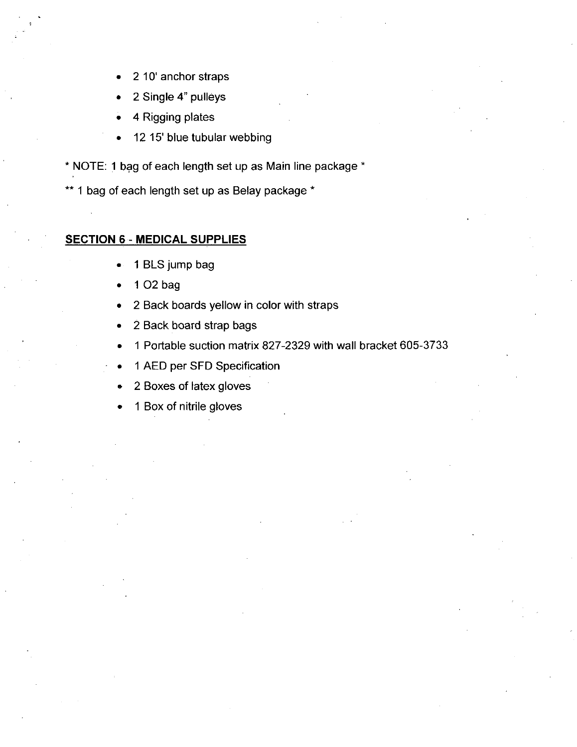- 2 10' anchor straps
- 2 Single 4" pulleys
- 4 Rigging plates
- 12 15' blue tubular webbing

* NOTE: 1 bag of each length set up as Main line package *

** 1 bag of each length set up as Belay package *

## SECTION 6 - MEDICAL SUPPLIES

- 1 BLS jump bag
- 1 O2 bag
- 2 Back boards yellow in color with straps
- 2 Back board strap bags
- 1 Portable suction matrix 827-2329 with wall bracket 605-3733
- 1 AED per SFD Specification
- 2 Boxes of latex gloves
- 1 Box of nitrile gloves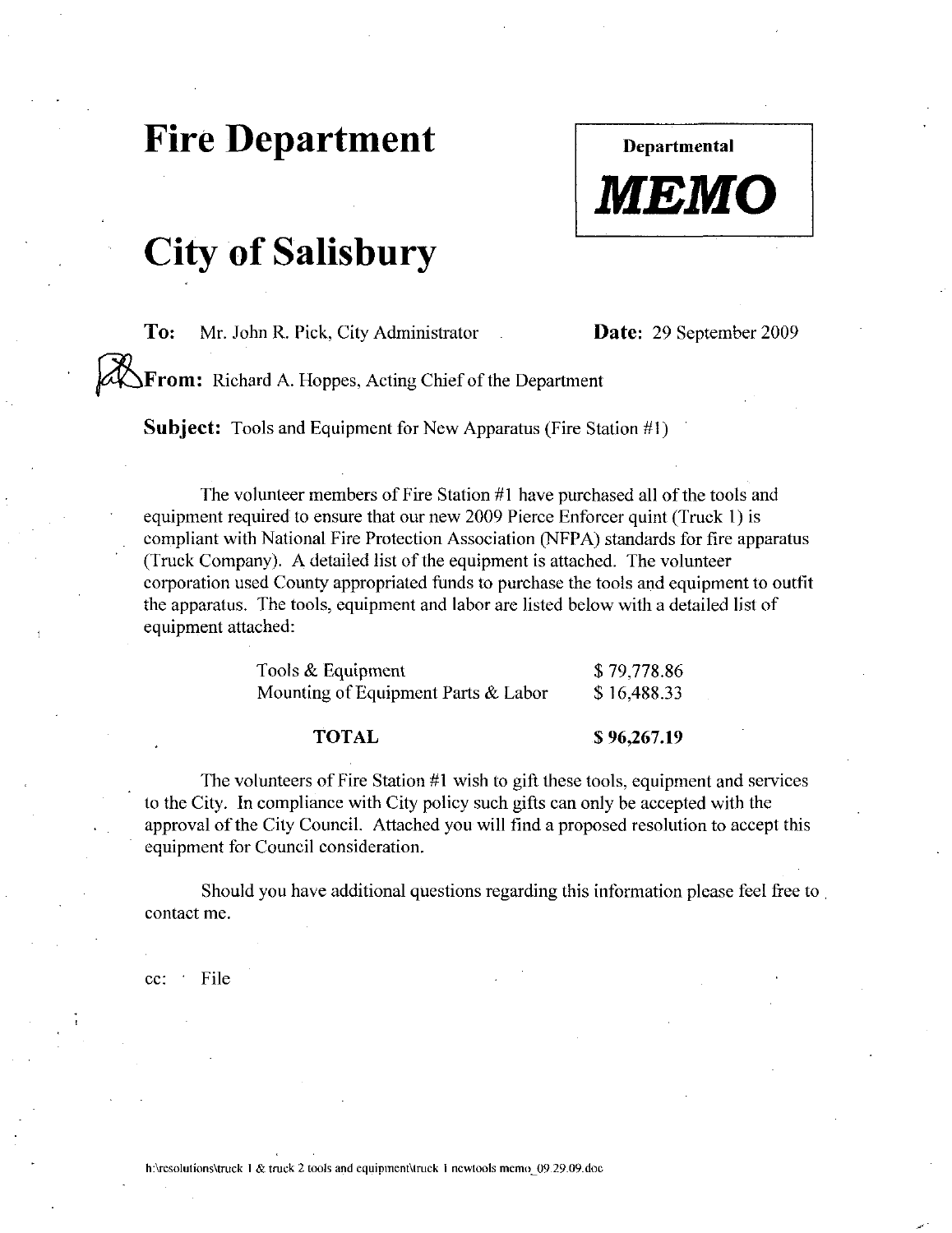# Fire Department

# City of Salisbury

**Departmental**

***MEMO***

**To:** Mr. John R. Pick, City Administrator **Date:** 29 September 2009

**From:** Richard A. Hoppes, Acting Chief of the Department

**Subject:** Tools and Equipment for New Apparatus (Fire Station #1)

The volunteer members of Fire Station #1 have purchased all of the tools and equipment required to ensure that our new 2009 Pierce Enforcer quint (Truck 1) is compliant with National Fire Protection Association (NFPA) standards for fire apparatus (Truck Company). A detailed list of the equipment is attached. The volunteer corporation used County appropriated funds to purchase the tools and equipment to outfit the apparatus. The tools, equipment and labor are listed below with a detailed list of equipment attached:

| | |
|---|---|
| Tools & Equipment | $ 79,778.86 |
| Mounting of Equipment Parts & Labor | $ 16,488.33 |
| **TOTAL** | **$ 96,267.19** |

The volunteers of Fire Station #1 wish to gift these tools, equipment and services to the City. In compliance with City policy such gifts can only be accepted with the approval of the City Council. Attached you will find a proposed resolution to accept this equipment for Council consideration.

Should you have additional questions regarding this information please feel free to contact me.

cc: File

h:\resolutions\truck 1 & truck 2 tools and equipment\truck 1 newtools memo_09.29.09.doc